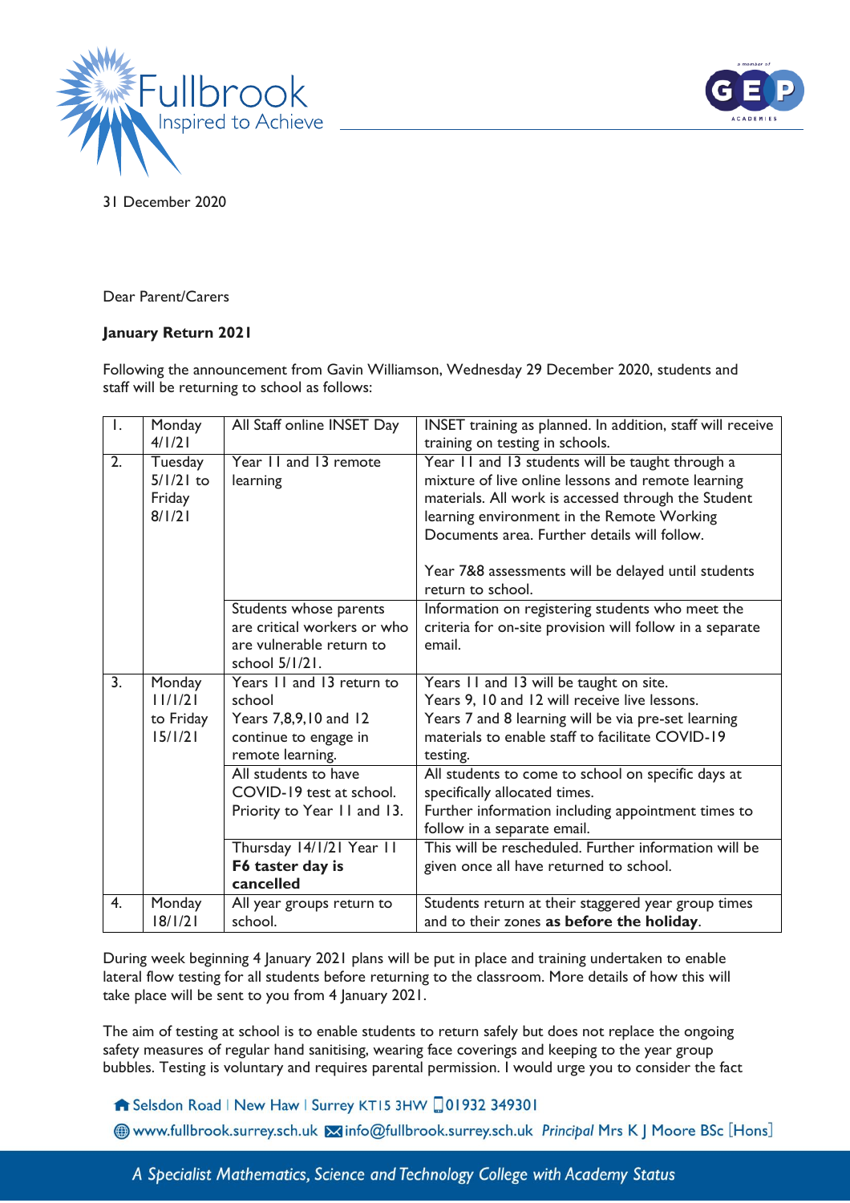31 December 2020

Dear Parent/Carers

**January Return 2021**

Following the announcement from Gavin Williamson, Wednesday 29 December 2020, students and staff will be returning to school as follows:

| | | | |
|---|---|---|---|
| 1. | Monday 4/1/21 | All Staff online INSET Day | INSET training as planned. In addition, staff will receive training on testing in schools. |
| 2. | Tuesday 5/1/21 to Friday 8/1/21 | Year 11 and 13 remote learning | Year 11 and 13 students will be taught through a mixture of live online lessons and remote learning materials. All work is accessed through the Student learning environment in the Remote Working Documents area. Further details will follow.<br><br>Year 7&8 assessments will be delayed until students return to school. |
| | | Students whose parents are critical workers or who are vulnerable return to school 5/1/21. | Information on registering students who meet the criteria for on-site provision will follow in a separate email. |
| 3. | Monday 11/1/21 to Friday 15/1/21 | Years 11 and 13 return to school<br>Years 7,8,9,10 and 12 continue to engage in remote learning. | Years 11 and 13 will be taught on site.<br>Years 9, 10 and 12 will receive live lessons.<br>Years 7 and 8 learning will be via pre-set learning materials to enable staff to facilitate COVID-19 testing. |
| | | All students to have COVID-19 test at school. Priority to Year 11 and 13. | All students to come to school on specific days at specifically allocated times.<br>Further information including appointment times to follow in a separate email. |
| | | Thursday 14/1/21 Year 11 **F6 taster day is cancelled** | This will be rescheduled. Further information will be given once all have returned to school. |
| 4. | Monday 18/1/21 | All year groups return to school. | Students return at their staggered year group times and to their zones **as before the holiday**. |

During week beginning 4 January 2021 plans will be put in place and training undertaken to enable lateral flow testing for all students before returning to the classroom. More details of how this will take place will be sent to you from 4 January 2021.

The aim of testing at school is to enable students to return safely but does not replace the ongoing safety measures of regular hand sanitising, wearing face coverings and keeping to the year group bubbles. Testing is voluntary and requires parental permission. I would urge you to consider the fact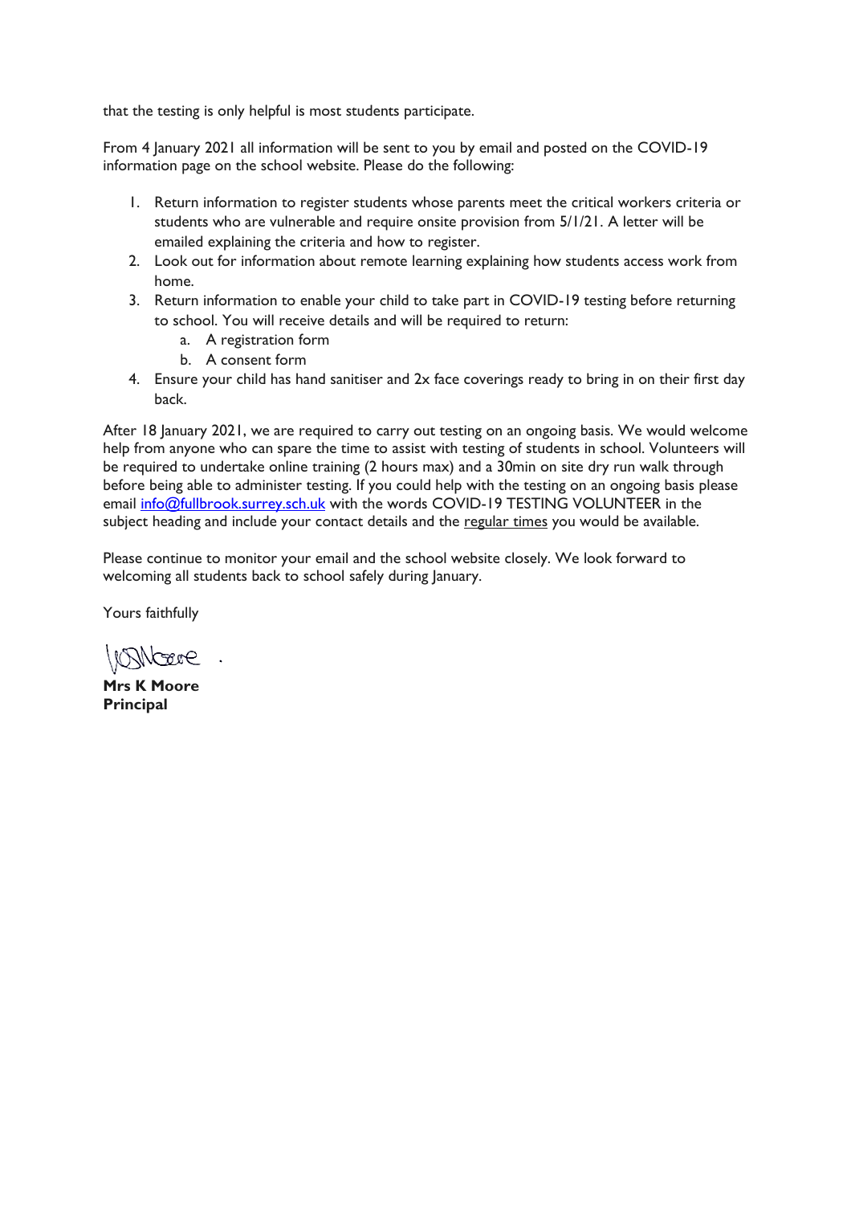that the testing is only helpful is most students participate.

From 4 January 2021 all information will be sent to you by email and posted on the COVID-19 information page on the school website. Please do the following:

1. Return information to register students whose parents meet the critical workers criteria or students who are vulnerable and require onsite provision from 5/1/21. A letter will be emailed explaining the criteria and how to register.
2. Look out for information about remote learning explaining how students access work from home.
3. Return information to enable your child to take part in COVID-19 testing before returning to school. You will receive details and will be required to return:
   a. A registration form
   b. A consent form
4. Ensure your child has hand sanitiser and 2x face coverings ready to bring in on their first day back.

After 18 January 2021, we are required to carry out testing on an ongoing basis. We would welcome help from anyone who can spare the time to assist with testing of students in school. Volunteers will be required to undertake online training (2 hours max) and a 30min on site dry run walk through before being able to administer testing. If you could help with the testing on an ongoing basis please email info@fullbrook.surrey.sch.uk with the words COVID-19 TESTING VOLUNTEER in the subject heading and include your contact details and the regular times you would be available.

Please continue to monitor your email and the school website closely. We look forward to welcoming all students back to school safely during January.

Yours faithfully

**Mrs K Moore**
**Principal**